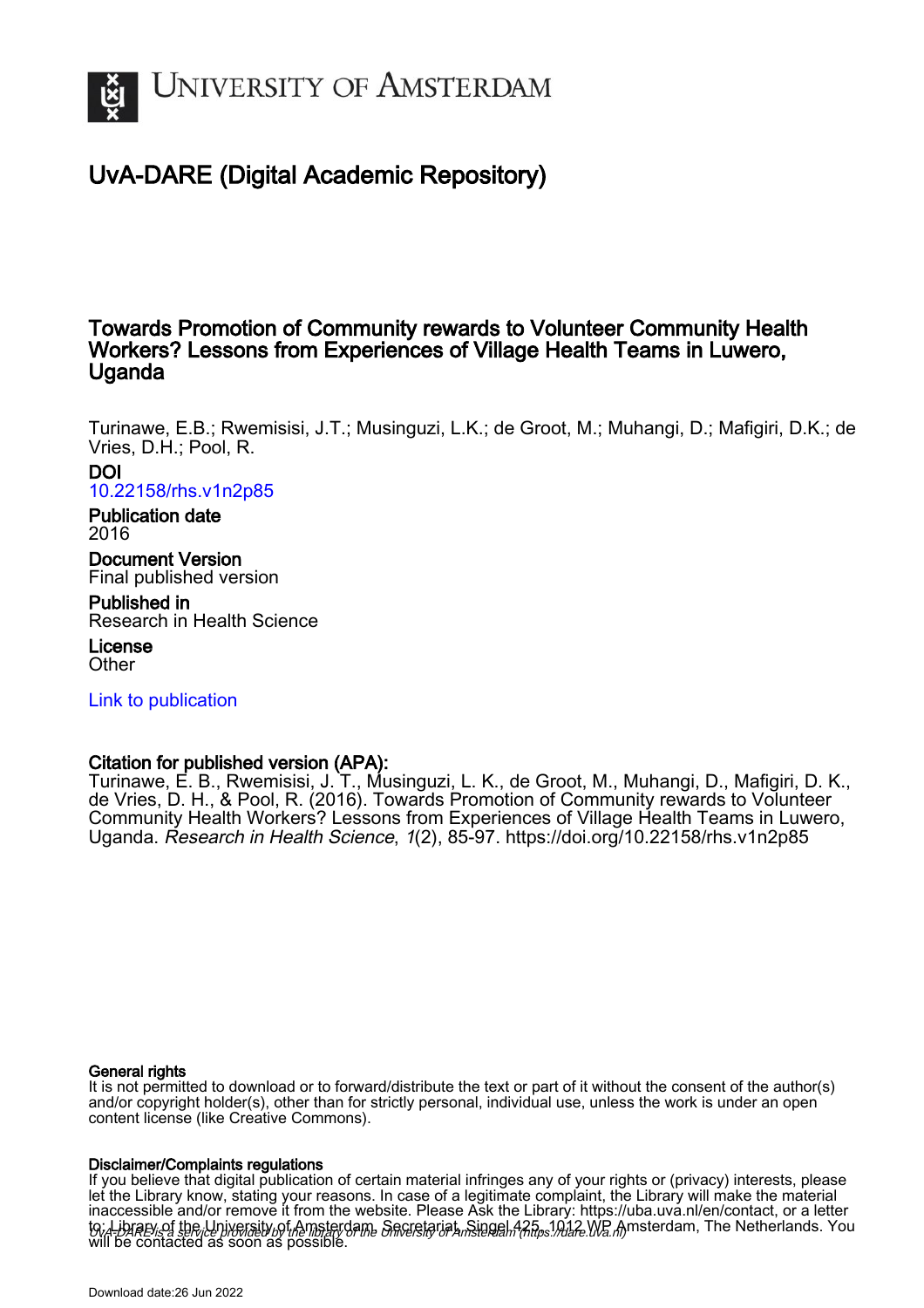# University of Amsterdam

## UvA-DARE (Digital Academic Repository)

### Towards Promotion of Community rewards to Volunteer Community Health Workers? Lessons from Experiences of Village Health Teams in Luwero, Uganda

Turinawe, E.B.; Rwemisisi, J.T.; Musinguzi, L.K.; de Groot, M.; Muhangi, D.; Mafigiri, D.K.; de Vries, D.H.; Pool, R.

**DOI**
10.22158/rhs.v1n2p85

**Publication date**
2016

**Document Version**
Final published version

**Published in**
Research in Health Science

**License**
Other

Link to publication

**Citation for published version (APA):**
Turinawe, E. B., Rwemisisi, J. T., Musinguzi, L. K., de Groot, M., Muhangi, D., Mafigiri, D. K., de Vries, D. H., & Pool, R. (2016). Towards Promotion of Community rewards to Volunteer Community Health Workers? Lessons from Experiences of Village Health Teams in Luwero, Uganda. *Research in Health Science*, *1*(2), 85-97. https://doi.org/10.22158/rhs.v1n2p85

**General rights**
It is not permitted to download or to forward/distribute the text or part of it without the consent of the author(s) and/or copyright holder(s), other than for strictly personal, individual use, unless the work is under an open content license (like Creative Commons).

**Disclaimer/Complaints regulations**
If you believe that digital publication of certain material infringes any of your rights or (privacy) interests, please let the Library know, stating your reasons. In case of a legitimate complaint, the Library will make the material inaccessible and/or remove it from the website. Please Ask the Library: https://uba.uva.nl/en/contact, or a letter to: Library of the University of Amsterdam, Secretariat, Singel 425, 1012 WP Amsterdam, The Netherlands. You will be contacted as soon as possible.

UvA-DARE is a service provided by the library of the University of Amsterdam (https://dare.uva.nl)

Download date:26 Jun 2022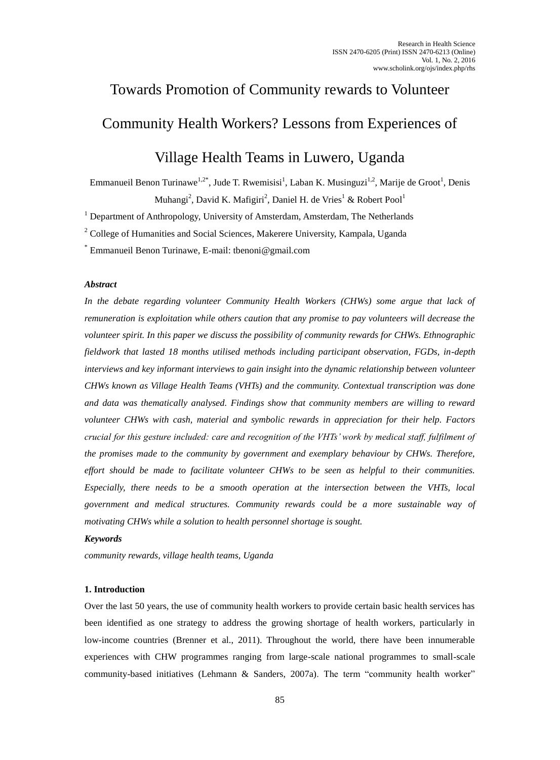# Towards Promotion of Community rewards to Volunteer Community Health Workers? Lessons from Experiences of Village Health Teams in Luwero, Uganda

Emmanueil Benon Turinawe[1,2*], Jude T. Rwemisisi[1], Laban K. Musinguzi[1,2], Marije de Groot[1], Denis Muhangi[2], David K. Mafigiri[2], Daniel H. de Vries[1] & Robert Pool[1]

[1] Department of Anthropology, University of Amsterdam, Amsterdam, The Netherlands

[2] College of Humanities and Social Sciences, Makerere University, Kampala, Uganda

[*] Emmanueil Benon Turinawe, E-mail: tbenoni@gmail.com

### *Abstract*

*In the debate regarding volunteer Community Health Workers (CHWs) some argue that lack of remuneration is exploitation while others caution that any promise to pay volunteers will decrease the volunteer spirit. In this paper we discuss the possibility of community rewards for CHWs. Ethnographic fieldwork that lasted 18 months utilised methods including participant observation, FGDs, in-depth interviews and key informant interviews to gain insight into the dynamic relationship between volunteer CHWs known as Village Health Teams (VHTs) and the community. Contextual transcription was done and data was thematically analysed. Findings show that community members are willing to reward volunteer CHWs with cash, material and symbolic rewards in appreciation for their help. Factors crucial for this gesture included: care and recognition of the VHTs' work by medical staff, fulfilment of the promises made to the community by government and exemplary behaviour by CHWs. Therefore, effort should be made to facilitate volunteer CHWs to be seen as helpful to their communities. Especially, there needs to be a smooth operation at the intersection between the VHTs, local government and medical structures. Community rewards could be a more sustainable way of motivating CHWs while a solution to health personnel shortage is sought.*

### *Keywords*

*community rewards, village health teams, Uganda*

## 1. Introduction

Over the last 50 years, the use of community health workers to provide certain basic health services has been identified as one strategy to address the growing shortage of health workers, particularly in low-income countries (Brenner et al., 2011). Throughout the world, there have been innumerable experiences with CHW programmes ranging from large-scale national programmes to small-scale community-based initiatives (Lehmann & Sanders, 2007a). The term "community health worker"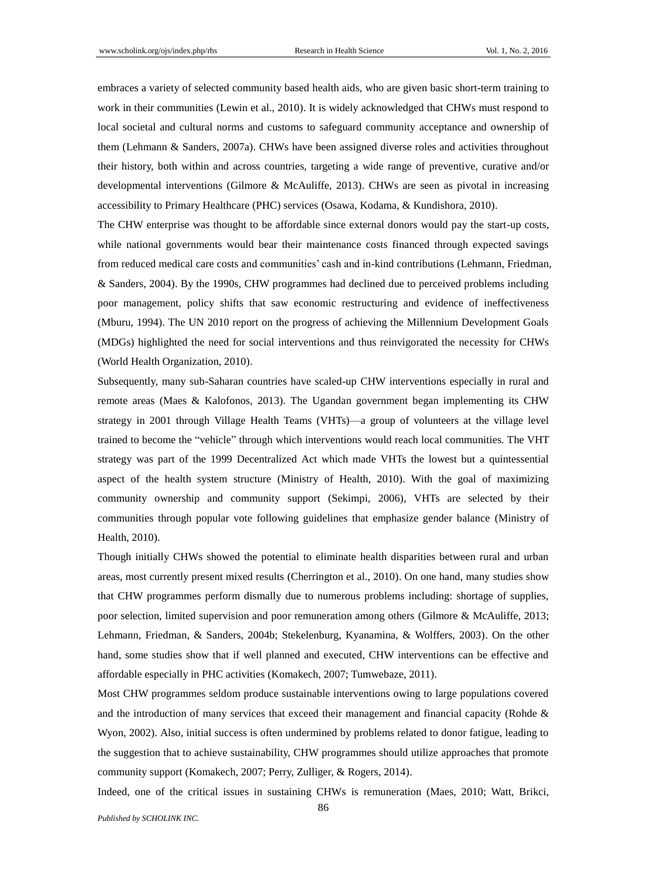embraces a variety of selected community based health aids, who are given basic short-term training to work in their communities (Lewin et al., 2010). It is widely acknowledged that CHWs must respond to local societal and cultural norms and customs to safeguard community acceptance and ownership of them (Lehmann & Sanders, 2007a). CHWs have been assigned diverse roles and activities throughout their history, both within and across countries, targeting a wide range of preventive, curative and/or developmental interventions (Gilmore & McAuliffe, 2013). CHWs are seen as pivotal in increasing accessibility to Primary Healthcare (PHC) services (Osawa, Kodama, & Kundishora, 2010).

The CHW enterprise was thought to be affordable since external donors would pay the start-up costs, while national governments would bear their maintenance costs financed through expected savings from reduced medical care costs and communities' cash and in-kind contributions (Lehmann, Friedman, & Sanders, 2004). By the 1990s, CHW programmes had declined due to perceived problems including poor management, policy shifts that saw economic restructuring and evidence of ineffectiveness (Mburu, 1994). The UN 2010 report on the progress of achieving the Millennium Development Goals (MDGs) highlighted the need for social interventions and thus reinvigorated the necessity for CHWs (World Health Organization, 2010).

Subsequently, many sub-Saharan countries have scaled-up CHW interventions especially in rural and remote areas (Maes & Kalofonos, 2013). The Ugandan government began implementing its CHW strategy in 2001 through Village Health Teams (VHTs)—a group of volunteers at the village level trained to become the "vehicle" through which interventions would reach local communities. The VHT strategy was part of the 1999 Decentralized Act which made VHTs the lowest but a quintessential aspect of the health system structure (Ministry of Health, 2010). With the goal of maximizing community ownership and community support (Sekimpi, 2006), VHTs are selected by their communities through popular vote following guidelines that emphasize gender balance (Ministry of Health, 2010).

Though initially CHWs showed the potential to eliminate health disparities between rural and urban areas, most currently present mixed results (Cherrington et al., 2010). On one hand, many studies show that CHW programmes perform dismally due to numerous problems including: shortage of supplies, poor selection, limited supervision and poor remuneration among others (Gilmore & McAuliffe, 2013; Lehmann, Friedman, & Sanders, 2004b; Stekelenburg, Kyanamina, & Wolffers, 2003). On the other hand, some studies show that if well planned and executed, CHW interventions can be effective and affordable especially in PHC activities (Komakech, 2007; Tumwebaze, 2011).

Most CHW programmes seldom produce sustainable interventions owing to large populations covered and the introduction of many services that exceed their management and financial capacity (Rohde & Wyon, 2002). Also, initial success is often undermined by problems related to donor fatigue, leading to the suggestion that to achieve sustainability, CHW programmes should utilize approaches that promote community support (Komakech, 2007; Perry, Zulliger, & Rogers, 2014).

Indeed, one of the critical issues in sustaining CHWs is remuneration (Maes, 2010; Watt, Brikci,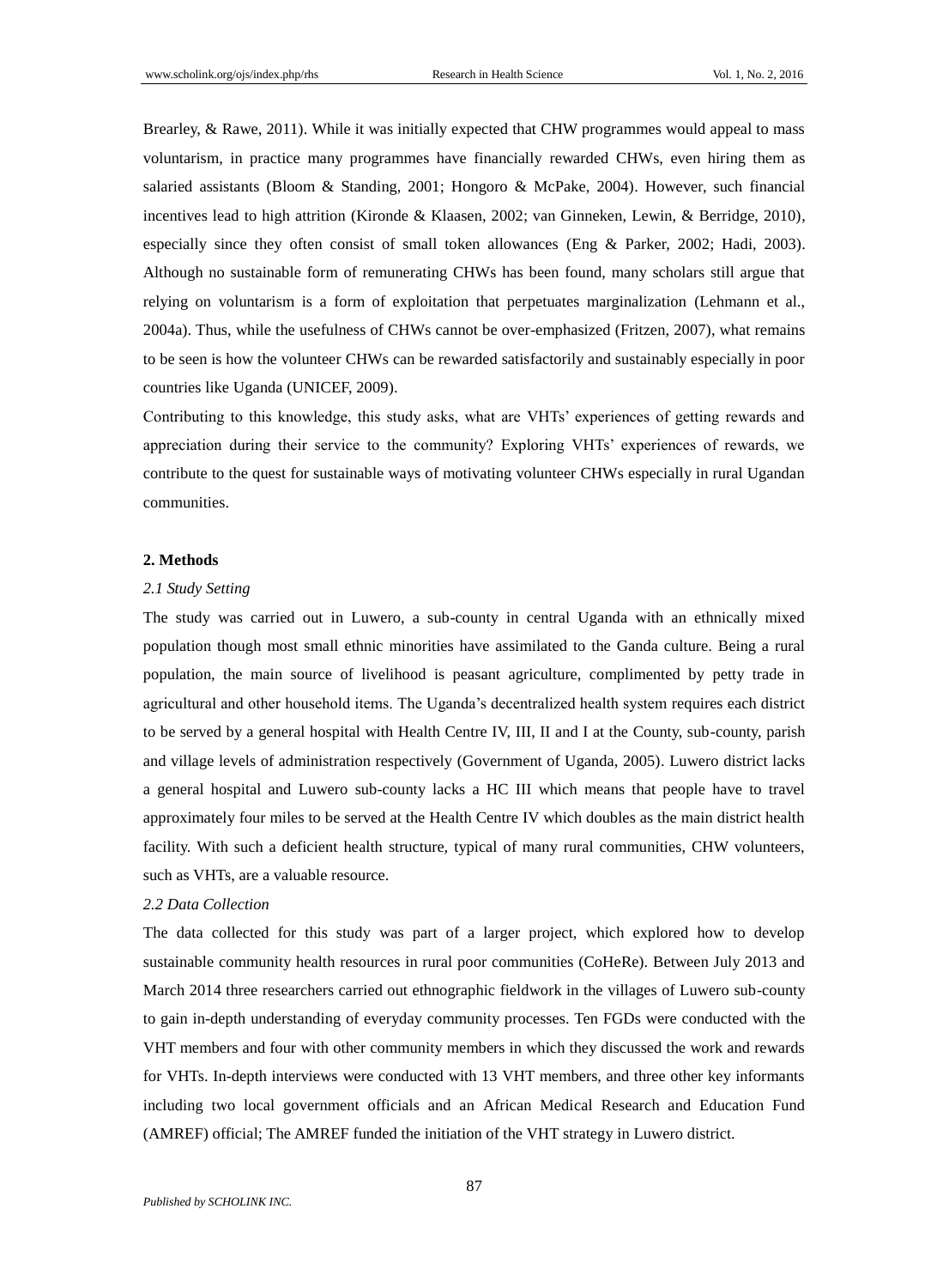Brearley, & Rawe, 2011). While it was initially expected that CHW programmes would appeal to mass voluntarism, in practice many programmes have financially rewarded CHWs, even hiring them as salaried assistants (Bloom & Standing, 2001; Hongoro & McPake, 2004). However, such financial incentives lead to high attrition (Kironde & Klaasen, 2002; van Ginneken, Lewin, & Berridge, 2010), especially since they often consist of small token allowances (Eng & Parker, 2002; Hadi, 2003). Although no sustainable form of remunerating CHWs has been found, many scholars still argue that relying on voluntarism is a form of exploitation that perpetuates marginalization (Lehmann et al., 2004a). Thus, while the usefulness of CHWs cannot be over-emphasized (Fritzen, 2007), what remains to be seen is how the volunteer CHWs can be rewarded satisfactorily and sustainably especially in poor countries like Uganda (UNICEF, 2009).

Contributing to this knowledge, this study asks, what are VHTs' experiences of getting rewards and appreciation during their service to the community? Exploring VHTs' experiences of rewards, we contribute to the quest for sustainable ways of motivating volunteer CHWs especially in rural Ugandan communities.

## 2. Methods

### *2.1 Study Setting*

The study was carried out in Luwero, a sub-county in central Uganda with an ethnically mixed population though most small ethnic minorities have assimilated to the Ganda culture. Being a rural population, the main source of livelihood is peasant agriculture, complimented by petty trade in agricultural and other household items. The Uganda's decentralized health system requires each district to be served by a general hospital with Health Centre IV, III, II and I at the County, sub-county, parish and village levels of administration respectively (Government of Uganda, 2005). Luwero district lacks a general hospital and Luwero sub-county lacks a HC III which means that people have to travel approximately four miles to be served at the Health Centre IV which doubles as the main district health facility. With such a deficient health structure, typical of many rural communities, CHW volunteers, such as VHTs, are a valuable resource.

### *2.2 Data Collection*

The data collected for this study was part of a larger project, which explored how to develop sustainable community health resources in rural poor communities (CoHeRe). Between July 2013 and March 2014 three researchers carried out ethnographic fieldwork in the villages of Luwero sub-county to gain in-depth understanding of everyday community processes. Ten FGDs were conducted with the VHT members and four with other community members in which they discussed the work and rewards for VHTs. In-depth interviews were conducted with 13 VHT members, and three other key informants including two local government officials and an African Medical Research and Education Fund (AMREF) official; The AMREF funded the initiation of the VHT strategy in Luwero district.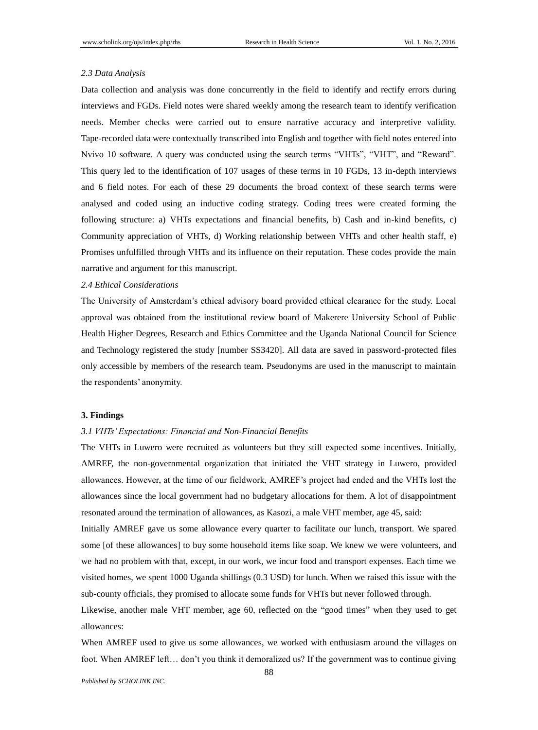### 2.3 Data Analysis

Data collection and analysis was done concurrently in the field to identify and rectify errors during interviews and FGDs. Field notes were shared weekly among the research team to identify verification needs. Member checks were carried out to ensure narrative accuracy and interpretive validity. Tape-recorded data were contextually transcribed into English and together with field notes entered into Nvivo 10 software. A query was conducted using the search terms "VHTs", "VHT", and "Reward". This query led to the identification of 107 usages of these terms in 10 FGDs, 13 in-depth interviews and 6 field notes. For each of these 29 documents the broad context of these search terms were analysed and coded using an inductive coding strategy. Coding trees were created forming the following structure: a) VHTs expectations and financial benefits, b) Cash and in-kind benefits, c) Community appreciation of VHTs, d) Working relationship between VHTs and other health staff, e) Promises unfulfilled through VHTs and its influence on their reputation. These codes provide the main narrative and argument for this manuscript.

### 2.4 Ethical Considerations

The University of Amsterdam's ethical advisory board provided ethical clearance for the study. Local approval was obtained from the institutional review board of Makerere University School of Public Health Higher Degrees, Research and Ethics Committee and the Uganda National Council for Science and Technology registered the study [number SS3420]. All data are saved in password-protected files only accessible by members of the research team. Pseudonyms are used in the manuscript to maintain the respondents' anonymity.

## 3. Findings

### 3.1 VHTs' Expectations: Financial and Non-Financial Benefits

The VHTs in Luwero were recruited as volunteers but they still expected some incentives. Initially, AMREF, the non-governmental organization that initiated the VHT strategy in Luwero, provided allowances. However, at the time of our fieldwork, AMREF's project had ended and the VHTs lost the allowances since the local government had no budgetary allocations for them. A lot of disappointment resonated around the termination of allowances, as Kasozi, a male VHT member, age 45, said:

Initially AMREF gave us some allowance every quarter to facilitate our lunch, transport. We spared some [of these allowances] to buy some household items like soap. We knew we were volunteers, and we had no problem with that, except, in our work, we incur food and transport expenses. Each time we visited homes, we spent 1000 Uganda shillings (0.3 USD) for lunch. When we raised this issue with the sub-county officials, they promised to allocate some funds for VHTs but never followed through.

Likewise, another male VHT member, age 60, reflected on the "good times" when they used to get allowances:

When AMREF used to give us some allowances, we worked with enthusiasm around the villages on foot. When AMREF left… don't you think it demoralized us? If the government was to continue giving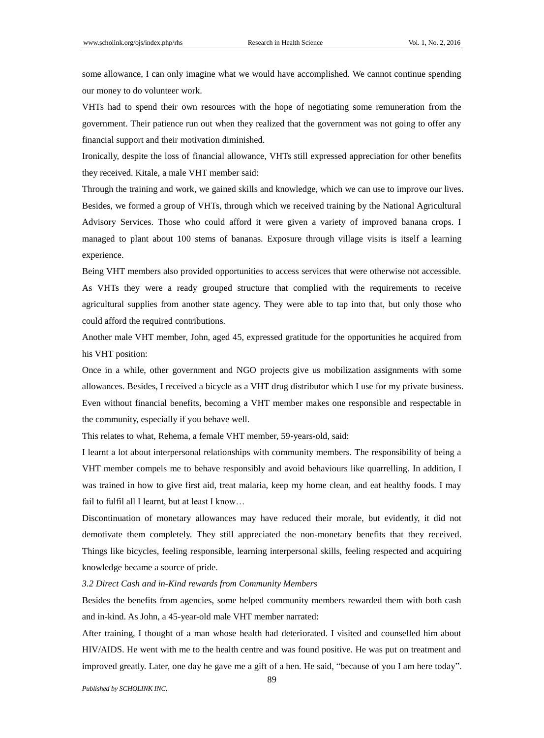some allowance, I can only imagine what we would have accomplished. We cannot continue spending our money to do volunteer work.

VHTs had to spend their own resources with the hope of negotiating some remuneration from the government. Their patience run out when they realized that the government was not going to offer any financial support and their motivation diminished.

Ironically, despite the loss of financial allowance, VHTs still expressed appreciation for other benefits they received. Kitale, a male VHT member said:

Through the training and work, we gained skills and knowledge, which we can use to improve our lives. Besides, we formed a group of VHTs, through which we received training by the National Agricultural Advisory Services. Those who could afford it were given a variety of improved banana crops. I managed to plant about 100 stems of bananas. Exposure through village visits is itself a learning experience.

Being VHT members also provided opportunities to access services that were otherwise not accessible. As VHTs they were a ready grouped structure that complied with the requirements to receive agricultural supplies from another state agency. They were able to tap into that, but only those who could afford the required contributions.

Another male VHT member, John, aged 45, expressed gratitude for the opportunities he acquired from his VHT position:

Once in a while, other government and NGO projects give us mobilization assignments with some allowances. Besides, I received a bicycle as a VHT drug distributor which I use for my private business. Even without financial benefits, becoming a VHT member makes one responsible and respectable in the community, especially if you behave well.

This relates to what, Rehema, a female VHT member, 59-years-old, said:

I learnt a lot about interpersonal relationships with community members. The responsibility of being a VHT member compels me to behave responsibly and avoid behaviours like quarrelling. In addition, I was trained in how to give first aid, treat malaria, keep my home clean, and eat healthy foods. I may fail to fulfil all I learnt, but at least I know…

Discontinuation of monetary allowances may have reduced their morale, but evidently, it did not demotivate them completely. They still appreciated the non-monetary benefits that they received. Things like bicycles, feeling responsible, learning interpersonal skills, feeling respected and acquiring knowledge became a source of pride.

### *3.2 Direct Cash and in-Kind rewards from Community Members*

Besides the benefits from agencies, some helped community members rewarded them with both cash and in-kind. As John, a 45-year-old male VHT member narrated:

After training, I thought of a man whose health had deteriorated. I visited and counselled him about HIV/AIDS. He went with me to the health centre and was found positive. He was put on treatment and improved greatly. Later, one day he gave me a gift of a hen. He said, "because of you I am here today".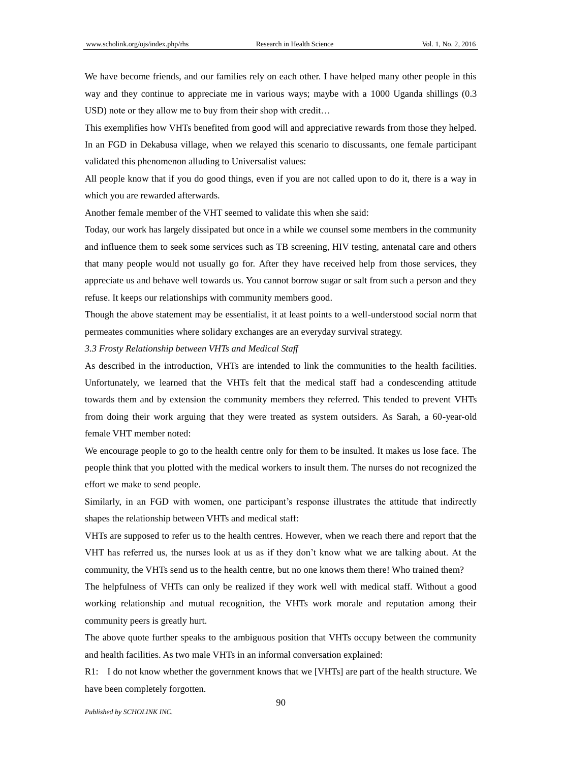We have become friends, and our families rely on each other. I have helped many other people in this way and they continue to appreciate me in various ways; maybe with a 1000 Uganda shillings (0.3 USD) note or they allow me to buy from their shop with credit…

This exemplifies how VHTs benefited from good will and appreciative rewards from those they helped. In an FGD in Dekabusa village, when we relayed this scenario to discussants, one female participant validated this phenomenon alluding to Universalist values:

All people know that if you do good things, even if you are not called upon to do it, there is a way in which you are rewarded afterwards.

Another female member of the VHT seemed to validate this when she said:

Today, our work has largely dissipated but once in a while we counsel some members in the community and influence them to seek some services such as TB screening, HIV testing, antenatal care and others that many people would not usually go for. After they have received help from those services, they appreciate us and behave well towards us. You cannot borrow sugar or salt from such a person and they refuse. It keeps our relationships with community members good.

Though the above statement may be essentialist, it at least points to a well-understood social norm that permeates communities where solidary exchanges are an everyday survival strategy.

### *3.3 Frosty Relationship between VHTs and Medical Staff*

As described in the introduction, VHTs are intended to link the communities to the health facilities. Unfortunately, we learned that the VHTs felt that the medical staff had a condescending attitude towards them and by extension the community members they referred. This tended to prevent VHTs from doing their work arguing that they were treated as system outsiders. As Sarah, a 60-year-old female VHT member noted:

We encourage people to go to the health centre only for them to be insulted. It makes us lose face. The people think that you plotted with the medical workers to insult them. The nurses do not recognized the effort we make to send people.

Similarly, in an FGD with women, one participant's response illustrates the attitude that indirectly shapes the relationship between VHTs and medical staff:

VHTs are supposed to refer us to the health centres. However, when we reach there and report that the VHT has referred us, the nurses look at us as if they don't know what we are talking about. At the community, the VHTs send us to the health centre, but no one knows them there! Who trained them?

The helpfulness of VHTs can only be realized if they work well with medical staff. Without a good working relationship and mutual recognition, the VHTs work morale and reputation among their community peers is greatly hurt.

The above quote further speaks to the ambiguous position that VHTs occupy between the community and health facilities. As two male VHTs in an informal conversation explained:

R1: I do not know whether the government knows that we [VHTs] are part of the health structure. We have been completely forgotten.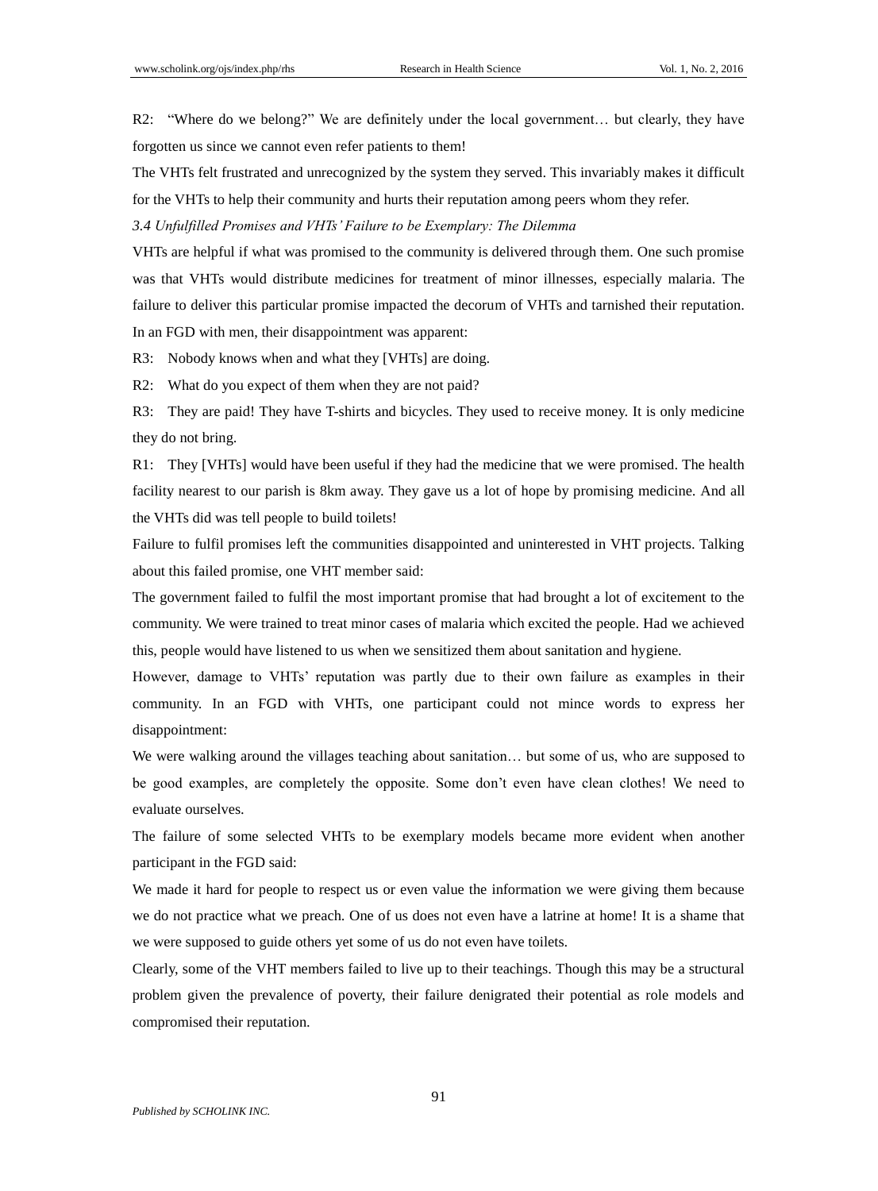R2: "Where do we belong?" We are definitely under the local government… but clearly, they have forgotten us since we cannot even refer patients to them!

The VHTs felt frustrated and unrecognized by the system they served. This invariably makes it difficult for the VHTs to help their community and hurts their reputation among peers whom they refer.

### *3.4 Unfulfilled Promises and VHTs' Failure to be Exemplary: The Dilemma*

VHTs are helpful if what was promised to the community is delivered through them. One such promise was that VHTs would distribute medicines for treatment of minor illnesses, especially malaria. The failure to deliver this particular promise impacted the decorum of VHTs and tarnished their reputation. In an FGD with men, their disappointment was apparent:

R3: Nobody knows when and what they [VHTs] are doing.

R2: What do you expect of them when they are not paid?

R3: They are paid! They have T-shirts and bicycles. They used to receive money. It is only medicine they do not bring.

R1: They [VHTs] would have been useful if they had the medicine that we were promised. The health facility nearest to our parish is 8km away. They gave us a lot of hope by promising medicine. And all the VHTs did was tell people to build toilets!

Failure to fulfil promises left the communities disappointed and uninterested in VHT projects. Talking about this failed promise, one VHT member said:

The government failed to fulfil the most important promise that had brought a lot of excitement to the community. We were trained to treat minor cases of malaria which excited the people. Had we achieved this, people would have listened to us when we sensitized them about sanitation and hygiene.

However, damage to VHTs' reputation was partly due to their own failure as examples in their community. In an FGD with VHTs, one participant could not mince words to express her disappointment:

We were walking around the villages teaching about sanitation… but some of us, who are supposed to be good examples, are completely the opposite. Some don't even have clean clothes! We need to evaluate ourselves.

The failure of some selected VHTs to be exemplary models became more evident when another participant in the FGD said:

We made it hard for people to respect us or even value the information we were giving them because we do not practice what we preach. One of us does not even have a latrine at home! It is a shame that we were supposed to guide others yet some of us do not even have toilets.

Clearly, some of the VHT members failed to live up to their teachings. Though this may be a structural problem given the prevalence of poverty, their failure denigrated their potential as role models and compromised their reputation.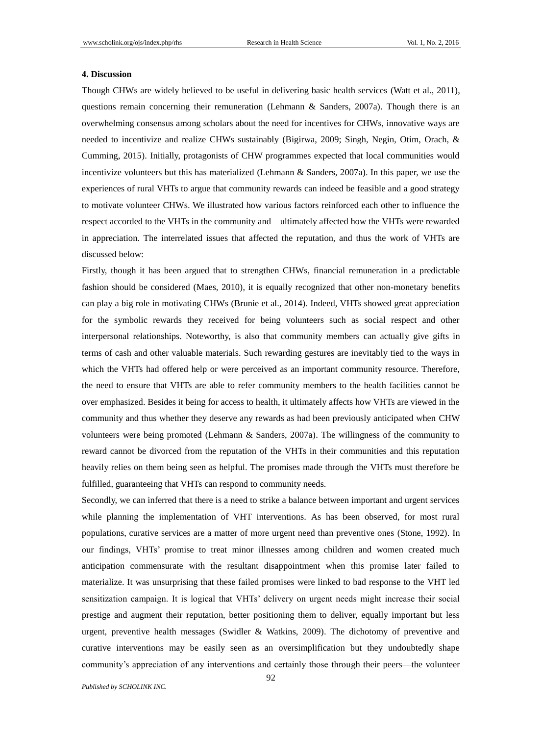### 4. Discussion

Though CHWs are widely believed to be useful in delivering basic health services (Watt et al., 2011), questions remain concerning their remuneration (Lehmann & Sanders, 2007a). Though there is an overwhelming consensus among scholars about the need for incentives for CHWs, innovative ways are needed to incentivize and realize CHWs sustainably (Bigirwa, 2009; Singh, Negin, Otim, Orach, & Cumming, 2015). Initially, protagonists of CHW programmes expected that local communities would incentivize volunteers but this has materialized (Lehmann & Sanders, 2007a). In this paper, we use the experiences of rural VHTs to argue that community rewards can indeed be feasible and a good strategy to motivate volunteer CHWs. We illustrated how various factors reinforced each other to influence the respect accorded to the VHTs in the community and ultimately affected how the VHTs were rewarded in appreciation. The interrelated issues that affected the reputation, and thus the work of VHTs are discussed below:

Firstly, though it has been argued that to strengthen CHWs, financial remuneration in a predictable fashion should be considered (Maes, 2010), it is equally recognized that other non-monetary benefits can play a big role in motivating CHWs (Brunie et al., 2014). Indeed, VHTs showed great appreciation for the symbolic rewards they received for being volunteers such as social respect and other interpersonal relationships. Noteworthy, is also that community members can actually give gifts in terms of cash and other valuable materials. Such rewarding gestures are inevitably tied to the ways in which the VHTs had offered help or were perceived as an important community resource. Therefore, the need to ensure that VHTs are able to refer community members to the health facilities cannot be over emphasized. Besides it being for access to health, it ultimately affects how VHTs are viewed in the community and thus whether they deserve any rewards as had been previously anticipated when CHW volunteers were being promoted (Lehmann & Sanders, 2007a). The willingness of the community to reward cannot be divorced from the reputation of the VHTs in their communities and this reputation heavily relies on them being seen as helpful. The promises made through the VHTs must therefore be fulfilled, guaranteeing that VHTs can respond to community needs.

Secondly, we can inferred that there is a need to strike a balance between important and urgent services while planning the implementation of VHT interventions. As has been observed, for most rural populations, curative services are a matter of more urgent need than preventive ones (Stone, 1992). In our findings, VHTs' promise to treat minor illnesses among children and women created much anticipation commensurate with the resultant disappointment when this promise later failed to materialize. It was unsurprising that these failed promises were linked to bad response to the VHT led sensitization campaign. It is logical that VHTs' delivery on urgent needs might increase their social prestige and augment their reputation, better positioning them to deliver, equally important but less urgent, preventive health messages (Swidler & Watkins, 2009). The dichotomy of preventive and curative interventions may be easily seen as an oversimplification but they undoubtedly shape community's appreciation of any interventions and certainly those through their peers—the volunteer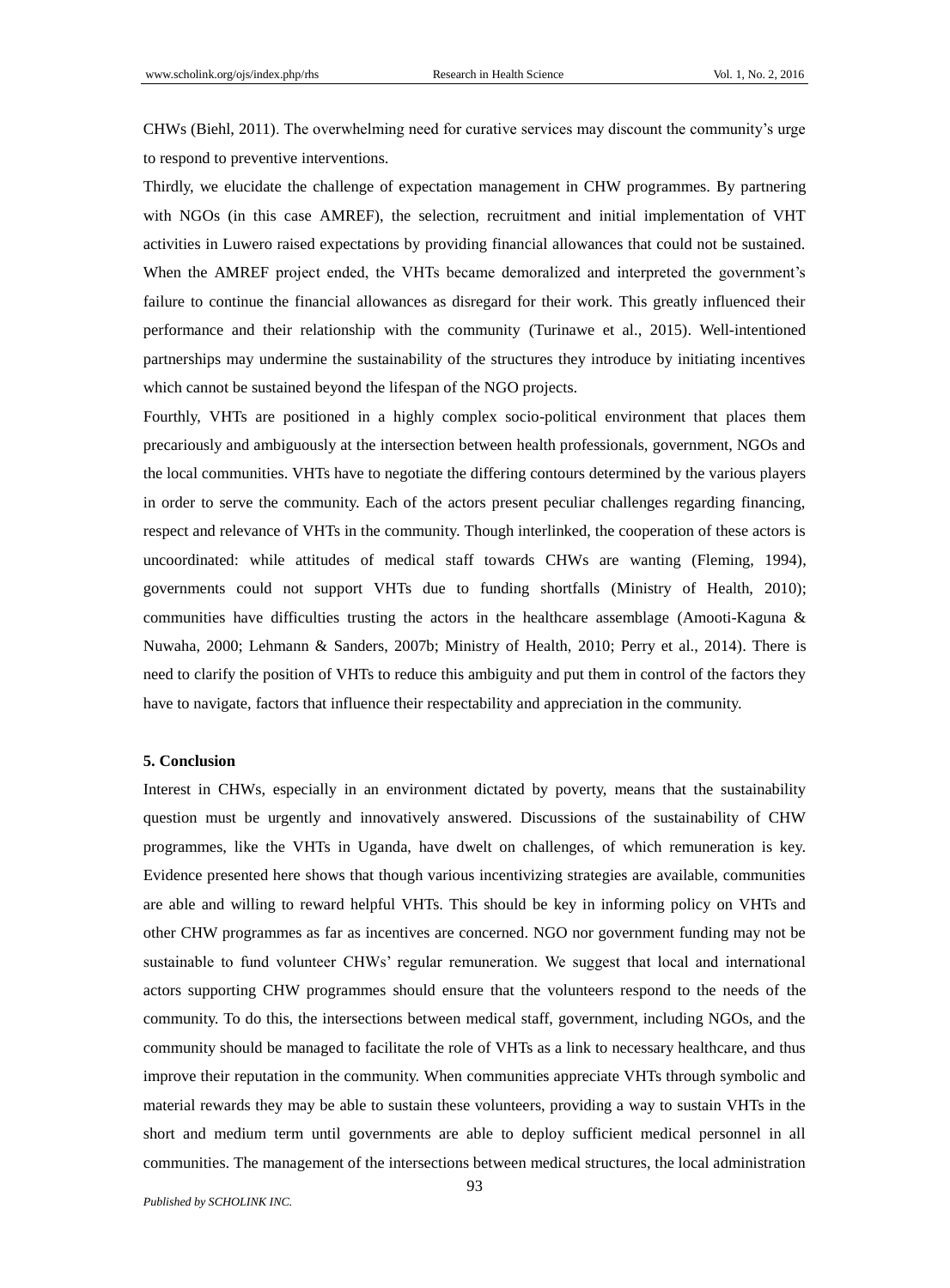CHWs (Biehl, 2011). The overwhelming need for curative services may discount the community's urge to respond to preventive interventions.

Thirdly, we elucidate the challenge of expectation management in CHW programmes. By partnering with NGOs (in this case AMREF), the selection, recruitment and initial implementation of VHT activities in Luwero raised expectations by providing financial allowances that could not be sustained. When the AMREF project ended, the VHTs became demoralized and interpreted the government's failure to continue the financial allowances as disregard for their work. This greatly influenced their performance and their relationship with the community (Turinawe et al., 2015). Well-intentioned partnerships may undermine the sustainability of the structures they introduce by initiating incentives which cannot be sustained beyond the lifespan of the NGO projects.

Fourthly, VHTs are positioned in a highly complex socio-political environment that places them precariously and ambiguously at the intersection between health professionals, government, NGOs and the local communities. VHTs have to negotiate the differing contours determined by the various players in order to serve the community. Each of the actors present peculiar challenges regarding financing, respect and relevance of VHTs in the community. Though interlinked, the cooperation of these actors is uncoordinated: while attitudes of medical staff towards CHWs are wanting (Fleming, 1994), governments could not support VHTs due to funding shortfalls (Ministry of Health, 2010); communities have difficulties trusting the actors in the healthcare assemblage (Amooti-Kaguna & Nuwaha, 2000; Lehmann & Sanders, 2007b; Ministry of Health, 2010; Perry et al., 2014). There is need to clarify the position of VHTs to reduce this ambiguity and put them in control of the factors they have to navigate, factors that influence their respectability and appreciation in the community.

## 5. Conclusion

Interest in CHWs, especially in an environment dictated by poverty, means that the sustainability question must be urgently and innovatively answered. Discussions of the sustainability of CHW programmes, like the VHTs in Uganda, have dwelt on challenges, of which remuneration is key. Evidence presented here shows that though various incentivizing strategies are available, communities are able and willing to reward helpful VHTs. This should be key in informing policy on VHTs and other CHW programmes as far as incentives are concerned. NGO nor government funding may not be sustainable to fund volunteer CHWs' regular remuneration. We suggest that local and international actors supporting CHW programmes should ensure that the volunteers respond to the needs of the community. To do this, the intersections between medical staff, government, including NGOs, and the community should be managed to facilitate the role of VHTs as a link to necessary healthcare, and thus improve their reputation in the community. When communities appreciate VHTs through symbolic and material rewards they may be able to sustain these volunteers, providing a way to sustain VHTs in the short and medium term until governments are able to deploy sufficient medical personnel in all communities. The management of the intersections between medical structures, the local administration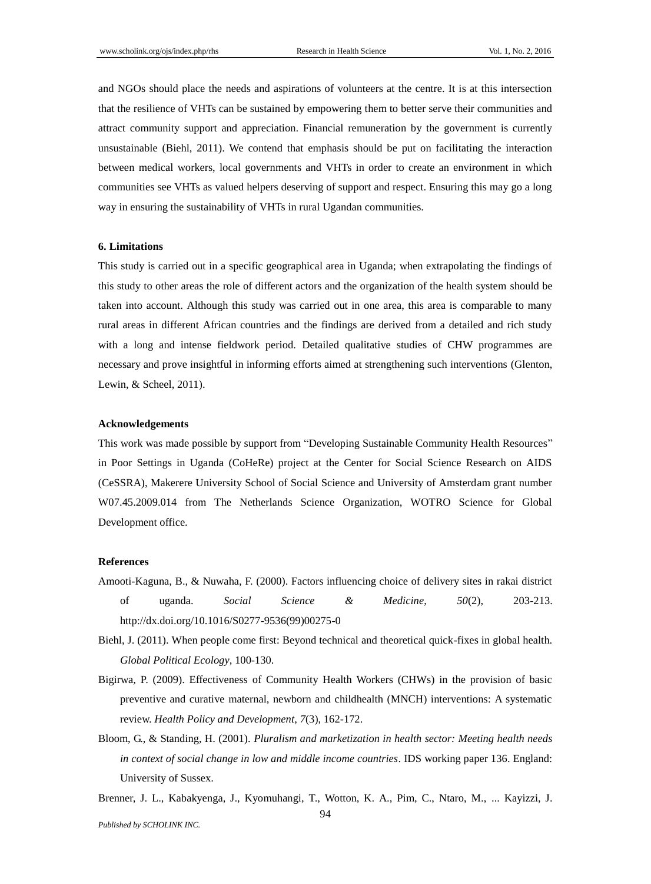and NGOs should place the needs and aspirations of volunteers at the centre. It is at this intersection that the resilience of VHTs can be sustained by empowering them to better serve their communities and attract community support and appreciation. Financial remuneration by the government is currently unsustainable (Biehl, 2011). We contend that emphasis should be put on facilitating the interaction between medical workers, local governments and VHTs in order to create an environment in which communities see VHTs as valued helpers deserving of support and respect. Ensuring this may go a long way in ensuring the sustainability of VHTs in rural Ugandan communities.

**6. Limitations**

This study is carried out in a specific geographical area in Uganda; when extrapolating the findings of this study to other areas the role of different actors and the organization of the health system should be taken into account. Although this study was carried out in one area, this area is comparable to many rural areas in different African countries and the findings are derived from a detailed and rich study with a long and intense fieldwork period. Detailed qualitative studies of CHW programmes are necessary and prove insightful in informing efforts aimed at strengthening such interventions (Glenton, Lewin, & Scheel, 2011).

**Acknowledgements**

This work was made possible by support from "Developing Sustainable Community Health Resources" in Poor Settings in Uganda (CoHeRe) project at the Center for Social Science Research on AIDS (CeSSRA), Makerere University School of Social Science and University of Amsterdam grant number W07.45.2009.014 from The Netherlands Science Organization, WOTRO Science for Global Development office.

**References**

Amooti-Kaguna, B., & Nuwaha, F. (2000). Factors influencing choice of delivery sites in rakai district of uganda. *Social Science & Medicine*, *50*(2), 203-213. http://dx.doi.org/10.1016/S0277-9536(99)00275-0

Biehl, J. (2011). When people come first: Beyond technical and theoretical quick-fixes in global health. *Global Political Ecology*, 100-130.

Bigirwa, P. (2009). Effectiveness of Community Health Workers (CHWs) in the provision of basic preventive and curative maternal, newborn and childhealth (MNCH) interventions: A systematic review. *Health Policy and Development*, *7*(3), 162-172.

Bloom, G., & Standing, H. (2001). *Pluralism and marketization in health sector: Meeting health needs in context of social change in low and middle income countries*. IDS working paper 136. England: University of Sussex.

Brenner, J. L., Kabakyenga, J., Kyomuhangi, T., Wotton, K. A., Pim, C., Ntaro, M., ... Kayizzi, J.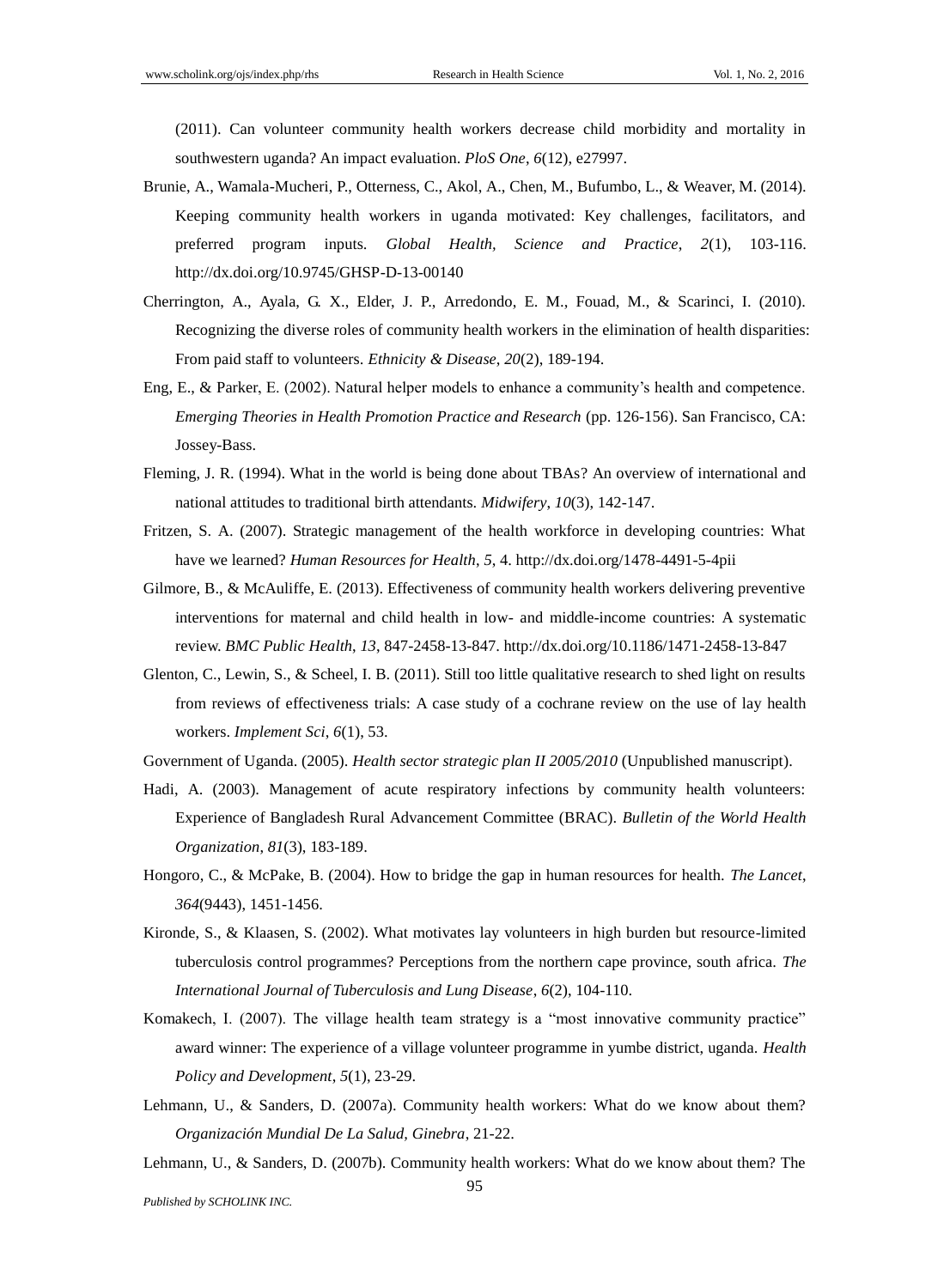(2011). Can volunteer community health workers decrease child morbidity and mortality in southwestern uganda? An impact evaluation. *PloS One*, *6*(12), e27997.

Brunie, A., Wamala-Mucheri, P., Otterness, C., Akol, A., Chen, M., Bufumbo, L., & Weaver, M. (2014). Keeping community health workers in uganda motivated: Key challenges, facilitators, and preferred program inputs. *Global Health, Science and Practice*, *2*(1), 103-116. http://dx.doi.org/10.9745/GHSP-D-13-00140

Cherrington, A., Ayala, G. X., Elder, J. P., Arredondo, E. M., Fouad, M., & Scarinci, I. (2010). Recognizing the diverse roles of community health workers in the elimination of health disparities: From paid staff to volunteers. *Ethnicity & Disease*, *20*(2), 189-194.

Eng, E., & Parker, E. (2002). Natural helper models to enhance a community's health and competence. *Emerging Theories in Health Promotion Practice and Research* (pp. 126-156). San Francisco, CA: Jossey-Bass.

Fleming, J. R. (1994). What in the world is being done about TBAs? An overview of international and national attitudes to traditional birth attendants. *Midwifery*, *10*(3), 142-147.

Fritzen, S. A. (2007). Strategic management of the health workforce in developing countries: What have we learned? *Human Resources for Health*, *5*, 4. http://dx.doi.org/1478-4491-5-4pii

Gilmore, B., & McAuliffe, E. (2013). Effectiveness of community health workers delivering preventive interventions for maternal and child health in low- and middle-income countries: A systematic review. *BMC Public Health*, *13*, 847-2458-13-847. http://dx.doi.org/10.1186/1471-2458-13-847

Glenton, C., Lewin, S., & Scheel, I. B. (2011). Still too little qualitative research to shed light on results from reviews of effectiveness trials: A case study of a cochrane review on the use of lay health workers. *Implement Sci*, *6*(1), 53.

Government of Uganda. (2005). *Health sector strategic plan II 2005/2010* (Unpublished manuscript).

Hadi, A. (2003). Management of acute respiratory infections by community health volunteers: Experience of Bangladesh Rural Advancement Committee (BRAC). *Bulletin of the World Health Organization*, *81*(3), 183-189.

Hongoro, C., & McPake, B. (2004). How to bridge the gap in human resources for health. *The Lancet*, *364*(9443), 1451-1456.

Kironde, S., & Klaasen, S. (2002). What motivates lay volunteers in high burden but resource-limited tuberculosis control programmes? Perceptions from the northern cape province, south africa. *The International Journal of Tuberculosis and Lung Disease*, *6*(2), 104-110.

Komakech, I. (2007). The village health team strategy is a "most innovative community practice" award winner: The experience of a village volunteer programme in yumbe district, uganda. *Health Policy and Development*, *5*(1), 23-29.

Lehmann, U., & Sanders, D. (2007a). Community health workers: What do we know about them? *Organización Mundial De La Salud, Ginebra*, 21-22.

Lehmann, U., & Sanders, D. (2007b). Community health workers: What do we know about them? The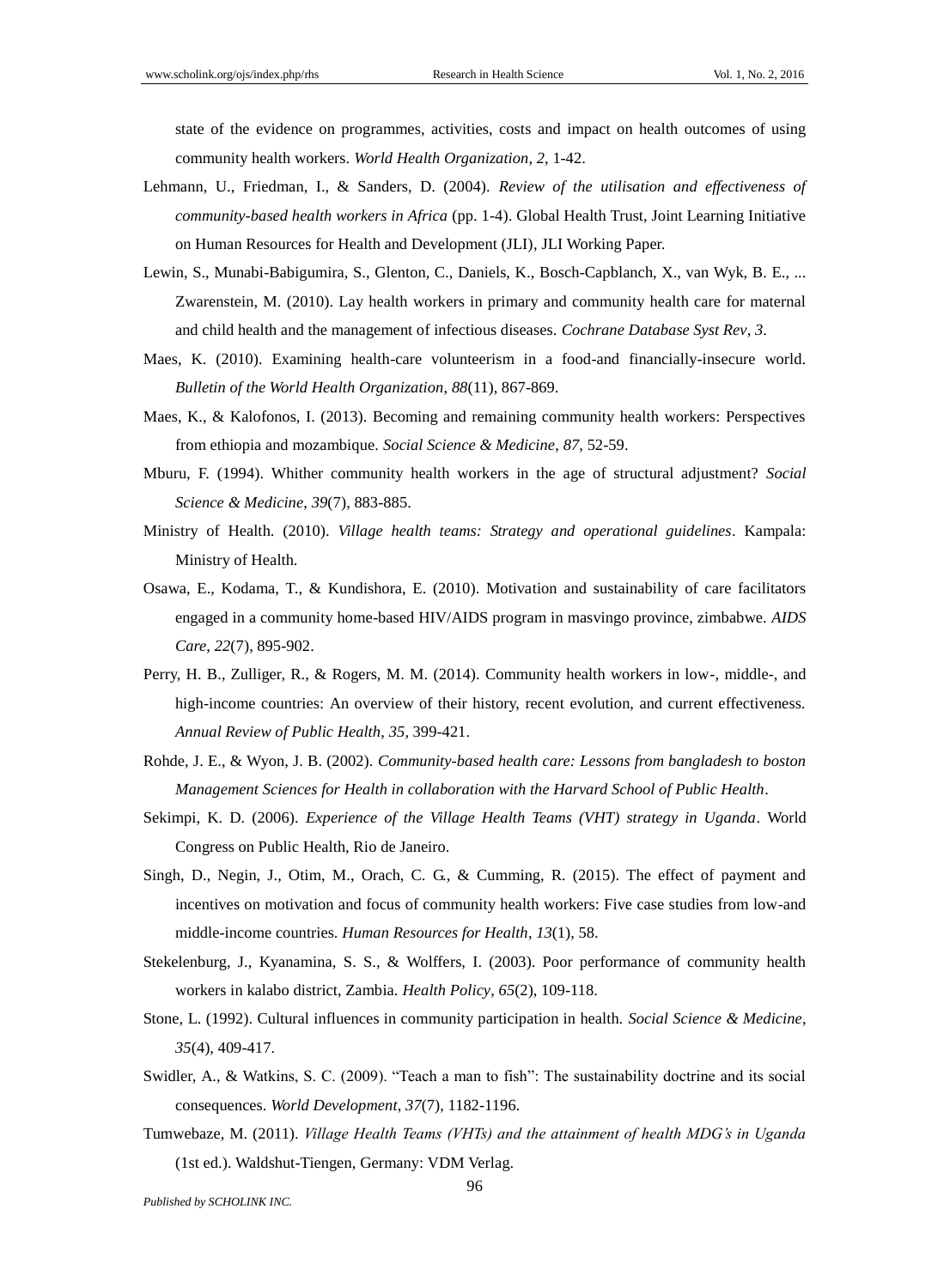state of the evidence on programmes, activities, costs and impact on health outcomes of using community health workers. *World Health Organization*, *2*, 1-42.

Lehmann, U., Friedman, I., & Sanders, D. (2004). *Review of the utilisation and effectiveness of community-based health workers in Africa* (pp. 1-4). Global Health Trust, Joint Learning Initiative on Human Resources for Health and Development (JLI), JLI Working Paper.

Lewin, S., Munabi-Babigumira, S., Glenton, C., Daniels, K., Bosch-Capblanch, X., van Wyk, B. E., ... Zwarenstein, M. (2010). Lay health workers in primary and community health care for maternal and child health and the management of infectious diseases. *Cochrane Database Syst Rev*, *3*.

Maes, K. (2010). Examining health-care volunteerism in a food-and financially-insecure world. *Bulletin of the World Health Organization*, *88*(11), 867-869.

Maes, K., & Kalofonos, I. (2013). Becoming and remaining community health workers: Perspectives from ethiopia and mozambique. *Social Science & Medicine*, *87*, 52-59.

Mburu, F. (1994). Whither community health workers in the age of structural adjustment? *Social Science & Medicine*, *39*(7), 883-885.

Ministry of Health. (2010). *Village health teams: Strategy and operational guidelines*. Kampala: Ministry of Health.

Osawa, E., Kodama, T., & Kundishora, E. (2010). Motivation and sustainability of care facilitators engaged in a community home-based HIV/AIDS program in masvingo province, zimbabwe. *AIDS Care*, *22*(7), 895-902.

Perry, H. B., Zulliger, R., & Rogers, M. M. (2014). Community health workers in low-, middle-, and high-income countries: An overview of their history, recent evolution, and current effectiveness. *Annual Review of Public Health*, *35*, 399-421.

Rohde, J. E., & Wyon, J. B. (2002). *Community-based health care: Lessons from bangladesh to boston Management Sciences for Health in collaboration with the Harvard School of Public Health*.

Sekimpi, K. D. (2006). *Experience of the Village Health Teams (VHT) strategy in Uganda*. World Congress on Public Health, Rio de Janeiro.

Singh, D., Negin, J., Otim, M., Orach, C. G., & Cumming, R. (2015). The effect of payment and incentives on motivation and focus of community health workers: Five case studies from low-and middle-income countries. *Human Resources for Health*, *13*(1), 58.

Stekelenburg, J., Kyanamina, S. S., & Wolffers, I. (2003). Poor performance of community health workers in kalabo district, Zambia. *Health Policy*, *65*(2), 109-118.

Stone, L. (1992). Cultural influences in community participation in health. *Social Science & Medicine*, *35*(4), 409-417.

Swidler, A., & Watkins, S. C. (2009). "Teach a man to fish": The sustainability doctrine and its social consequences. *World Development*, *37*(7), 1182-1196.

Tumwebaze, M. (2011). *Village Health Teams (VHTs) and the attainment of health MDG's in Uganda* (1st ed.). Waldshut-Tiengen, Germany: VDM Verlag.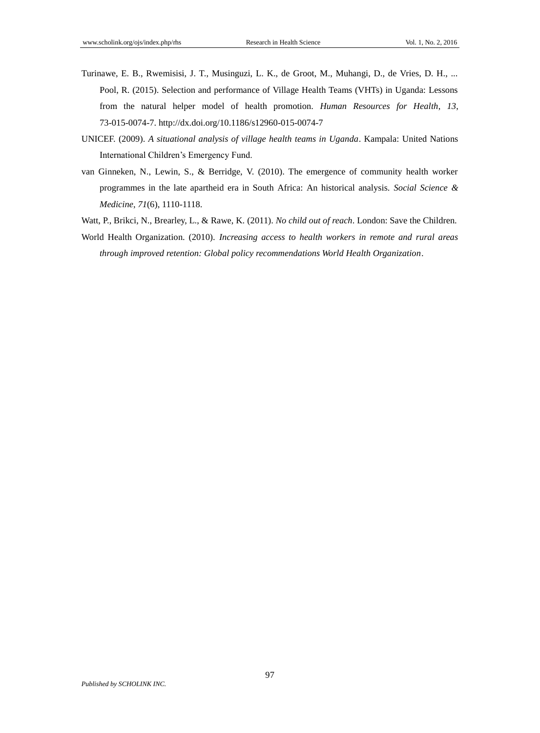Turinawe, E. B., Rwemisisi, J. T., Musinguzi, L. K., de Groot, M., Muhangi, D., de Vries, D. H., ... Pool, R. (2015). Selection and performance of Village Health Teams (VHTs) in Uganda: Lessons from the natural helper model of health promotion. *Human Resources for Health*, *13*, 73-015-0074-7. http://dx.doi.org/10.1186/s12960-015-0074-7

UNICEF. (2009). *A situational analysis of village health teams in Uganda*. Kampala: United Nations International Children's Emergency Fund.

van Ginneken, N., Lewin, S., & Berridge, V. (2010). The emergence of community health worker programmes in the late apartheid era in South Africa: An historical analysis. *Social Science & Medicine*, *71*(6), 1110-1118.

Watt, P., Brikci, N., Brearley, L., & Rawe, K. (2011). *No child out of reach*. London: Save the Children.

World Health Organization. (2010). *Increasing access to health workers in remote and rural areas through improved retention: Global policy recommendations World Health Organization*.